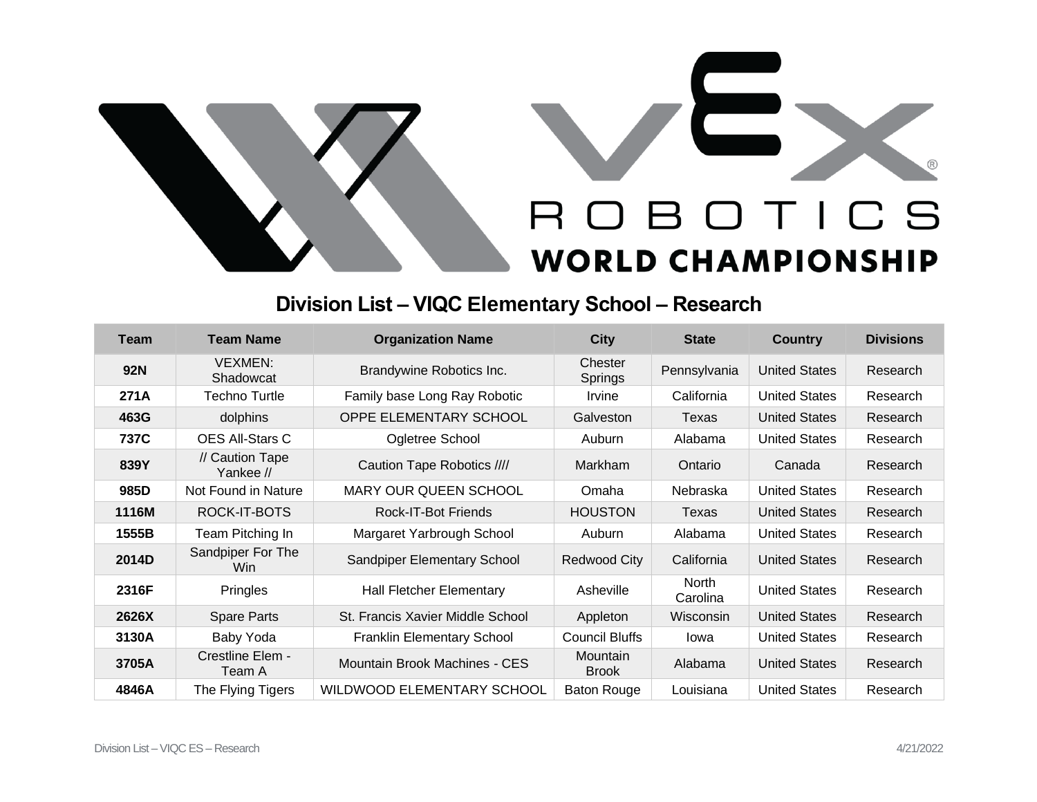# Division List – VIQC Elementary School – Research

| Team | Team Name | Organization Name | City | State | Country | Divisions |
|---|---|---|---|---|---|---|
| **92N** | VEXMEN: Shadowcat | Brandywine Robotics Inc. | Chester Springs | Pennsylvania | United States | Research |
| **271A** | Techno Turtle | Family base Long Ray Robotic | Irvine | California | United States | Research |
| **463G** | dolphins | OPPE ELEMENTARY SCHOOL | Galveston | Texas | United States | Research |
| **737C** | OES All-Stars C | Ogletree School | Auburn | Alabama | United States | Research |
| **839Y** | // Caution Tape Yankee // | Caution Tape Robotics //// | Markham | Ontario | Canada | Research |
| **985D** | Not Found in Nature | MARY OUR QUEEN SCHOOL | Omaha | Nebraska | United States | Research |
| **1116M** | ROCK-IT-BOTS | Rock-IT-Bot Friends | HOUSTON | Texas | United States | Research |
| **1555B** | Team Pitching In | Margaret Yarbrough School | Auburn | Alabama | United States | Research |
| **2014D** | Sandpiper For The Win | Sandpiper Elementary School | Redwood City | California | United States | Research |
| **2316F** | Pringles | Hall Fletcher Elementary | Asheville | North Carolina | United States | Research |
| **2626X** | Spare Parts | St. Francis Xavier Middle School | Appleton | Wisconsin | United States | Research |
| **3130A** | Baby Yoda | Franklin Elementary School | Council Bluffs | Iowa | United States | Research |
| **3705A** | Crestline Elem - Team A | Mountain Brook Machines - CES | Mountain Brook | Alabama | United States | Research |
| **4846A** | The Flying Tigers | WILDWOOD ELEMENTARY SCHOOL | Baton Rouge | Louisiana | United States | Research |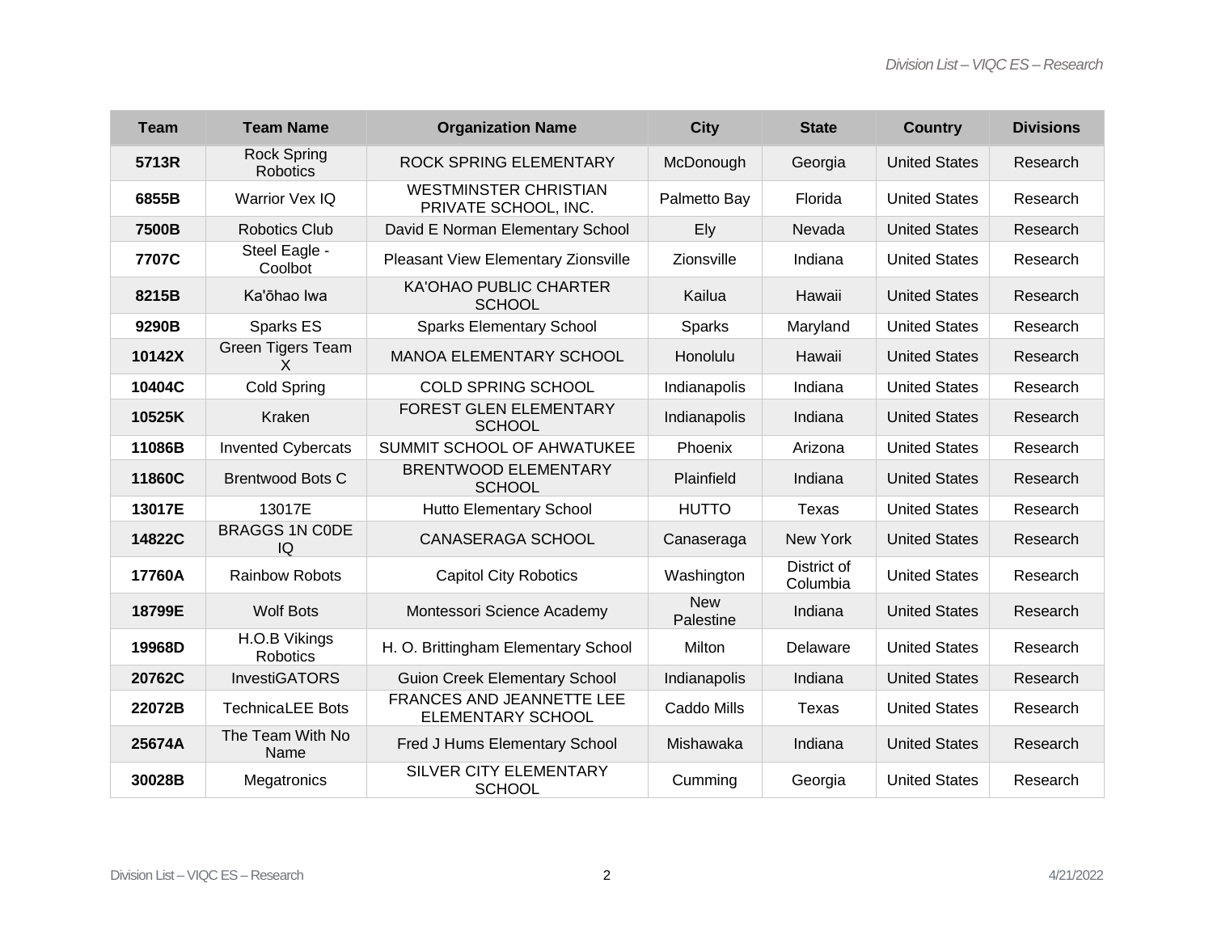| Team | Team Name | Organization Name | City | State | Country | Divisions |
|---|---|---|---|---|---|---|
| 5713R | Rock Spring Robotics | ROCK SPRING ELEMENTARY | McDonough | Georgia | United States | Research |
| 6855B | Warrior Vex IQ | WESTMINSTER CHRISTIAN PRIVATE SCHOOL, INC. | Palmetto Bay | Florida | United States | Research |
| 7500B | Robotics Club | David E Norman Elementary School | Ely | Nevada | United States | Research |
| 7707C | Steel Eagle - Coolbot | Pleasant View Elementary Zionsville | Zionsville | Indiana | United States | Research |
| 8215B | Ka'ōhao Iwa | KA'OHAO PUBLIC CHARTER SCHOOL | Kailua | Hawaii | United States | Research |
| 9290B | Sparks ES | Sparks Elementary School | Sparks | Maryland | United States | Research |
| 10142X | Green Tigers Team X | MANOA ELEMENTARY SCHOOL | Honolulu | Hawaii | United States | Research |
| 10404C | Cold Spring | COLD SPRING SCHOOL | Indianapolis | Indiana | United States | Research |
| 10525K | Kraken | FOREST GLEN ELEMENTARY SCHOOL | Indianapolis | Indiana | United States | Research |
| 11086B | Invented Cybercats | SUMMIT SCHOOL OF AHWATUKEE | Phoenix | Arizona | United States | Research |
| 11860C | Brentwood Bots C | BRENTWOOD ELEMENTARY SCHOOL | Plainfield | Indiana | United States | Research |
| 13017E | 13017E | Hutto Elementary School | HUTTO | Texas | United States | Research |
| 14822C | BRAGGS 1N C0DE IQ | CANASERAGA SCHOOL | Canaseraga | New York | United States | Research |
| 17760A | Rainbow Robots | Capitol City Robotics | Washington | District of Columbia | United States | Research |
| 18799E | Wolf Bots | Montessori Science Academy | New Palestine | Indiana | United States | Research |
| 19968D | H.O.B Vikings Robotics | H. O. Brittingham Elementary School | Milton | Delaware | United States | Research |
| 20762C | InvestiGATORS | Guion Creek Elementary School | Indianapolis | Indiana | United States | Research |
| 22072B | TechnicaLEE Bots | FRANCES AND JEANNETTE LEE ELEMENTARY SCHOOL | Caddo Mills | Texas | United States | Research |
| 25674A | The Team With No Name | Fred J Hums Elementary School | Mishawaka | Indiana | United States | Research |
| 30028B | Megatronics | SILVER CITY ELEMENTARY SCHOOL | Cumming | Georgia | United States | Research |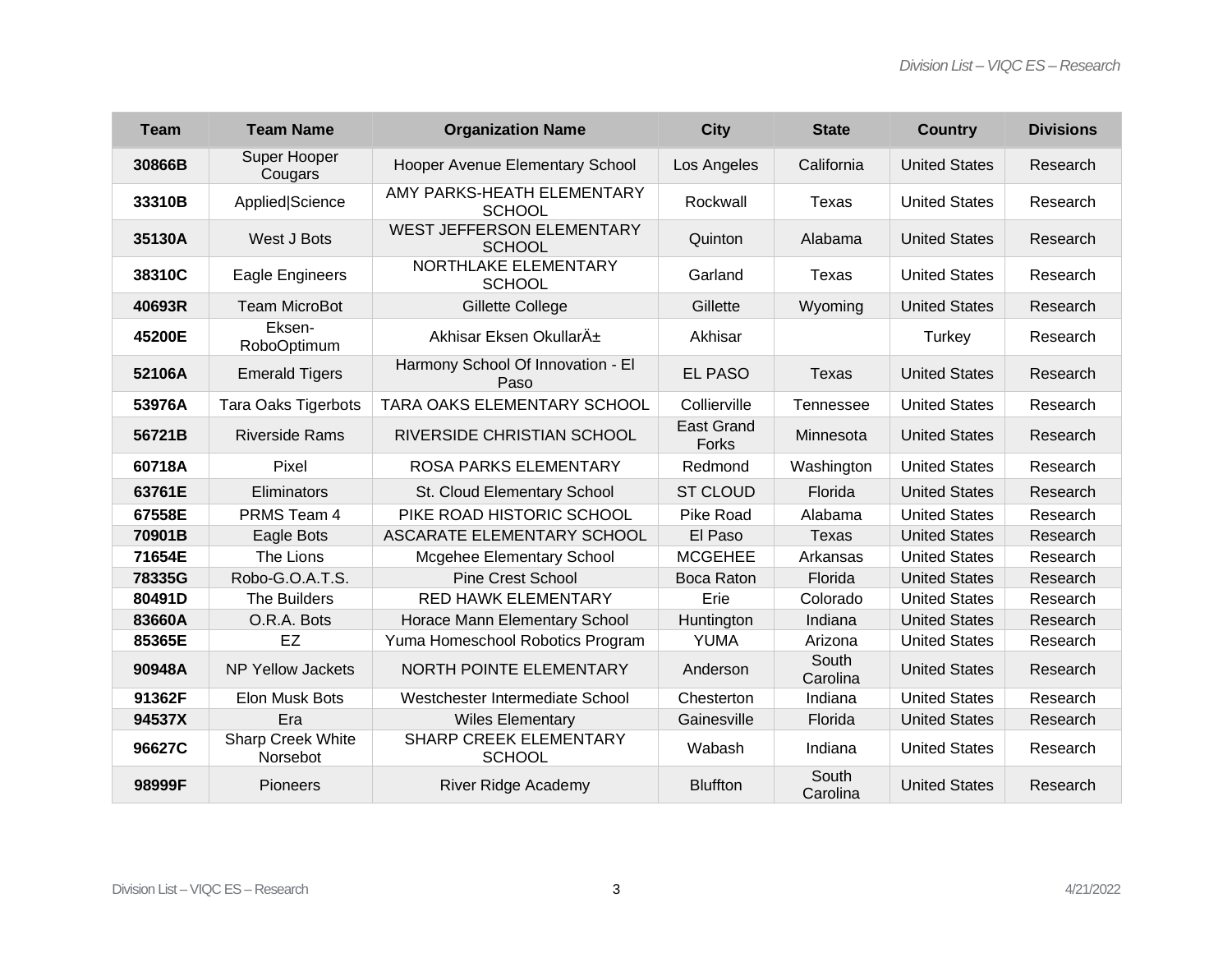| Team | Team Name | Organization Name | City | State | Country | Divisions |
| --- | --- | --- | --- | --- | --- | --- |
| **30866B** | Super Hooper Cougars | Hooper Avenue Elementary School | Los Angeles | California | United States | Research |
| **33310B** | Applied|Science | AMY PARKS-HEATH ELEMENTARY SCHOOL | Rockwall | Texas | United States | Research |
| **35130A** | West J Bots | WEST JEFFERSON ELEMENTARY SCHOOL | Quinton | Alabama | United States | Research |
| **38310C** | Eagle Engineers | NORTHLAKE ELEMENTARY SCHOOL | Garland | Texas | United States | Research |
| **40693R** | Team MicroBot | Gillette College | Gillette | Wyoming | United States | Research |
| **45200E** | Eksen-RoboOptimum | Akhisar Eksen OkullarÄ± | Akhisar | | Turkey | Research |
| **52106A** | Emerald Tigers | Harmony School Of Innovation - El Paso | EL PASO | Texas | United States | Research |
| **53976A** | Tara Oaks Tigerbots | TARA OAKS ELEMENTARY SCHOOL | Collierville | Tennessee | United States | Research |
| **56721B** | Riverside Rams | RIVERSIDE CHRISTIAN SCHOOL | East Grand Forks | Minnesota | United States | Research |
| **60718A** | Pixel | ROSA PARKS ELEMENTARY | Redmond | Washington | United States | Research |
| **63761E** | Eliminators | St. Cloud Elementary School | ST CLOUD | Florida | United States | Research |
| **67558E** | PRMS Team 4 | PIKE ROAD HISTORIC SCHOOL | Pike Road | Alabama | United States | Research |
| **70901B** | Eagle Bots | ASCARATE ELEMENTARY SCHOOL | El Paso | Texas | United States | Research |
| **71654E** | The Lions | Mcgehee Elementary School | MCGEHEE | Arkansas | United States | Research |
| **78335G** | Robo-G.O.A.T.S. | Pine Crest School | Boca Raton | Florida | United States | Research |
| **80491D** | The Builders | RED HAWK ELEMENTARY | Erie | Colorado | United States | Research |
| **83660A** | O.R.A. Bots | Horace Mann Elementary School | Huntington | Indiana | United States | Research |
| **85365E** | EZ | Yuma Homeschool Robotics Program | YUMA | Arizona | United States | Research |
| **90948A** | NP Yellow Jackets | NORTH POINTE ELEMENTARY | Anderson | South Carolina | United States | Research |
| **91362F** | Elon Musk Bots | Westchester Intermediate School | Chesterton | Indiana | United States | Research |
| **94537X** | Era | Wiles Elementary | Gainesville | Florida | United States | Research |
| **96627C** | Sharp Creek White Norsebot | SHARP CREEK ELEMENTARY SCHOOL | Wabash | Indiana | United States | Research |
| **98999F** | Pioneers | River Ridge Academy | Bluffton | South Carolina | United States | Research |